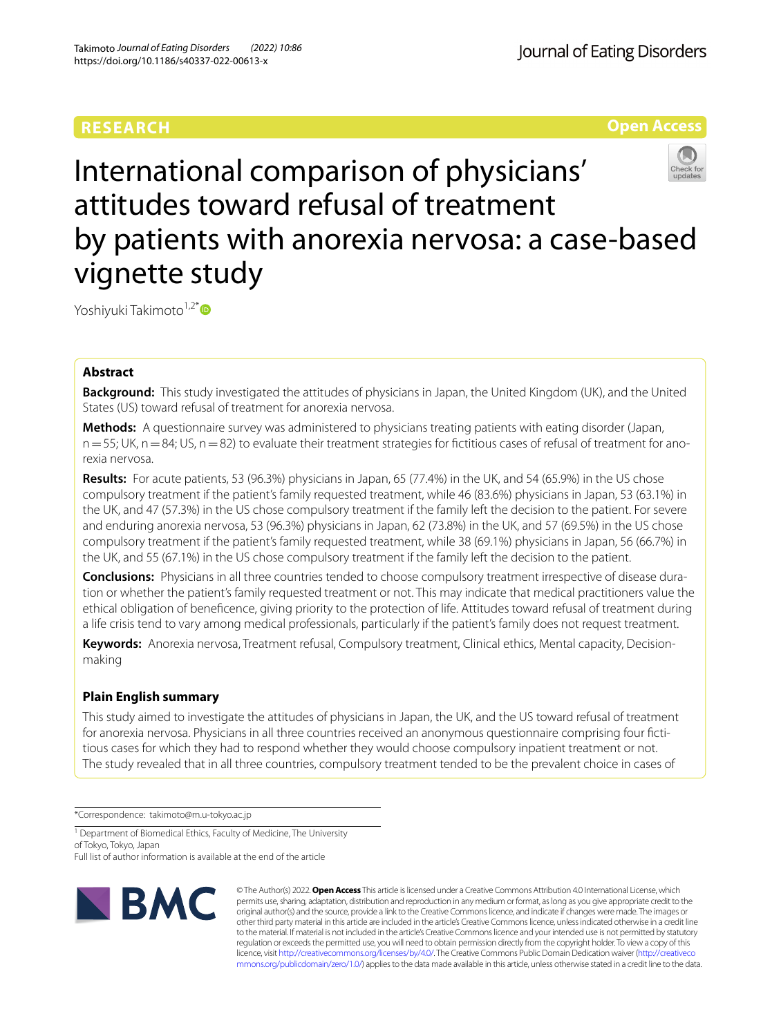RESEARCH

Open Access

# International comparison of physicians' attitudes toward refusal of treatment by patients with anorexia nervosa: a case-based vignette study

Yoshiyuki Takimoto[1,2*]

## Abstract

**Background:** This study investigated the attitudes of physicians in Japan, the United Kingdom (UK), and the United States (US) toward refusal of treatment for anorexia nervosa.

**Methods:** A questionnaire survey was administered to physicians treating patients with eating disorder (Japan, n = 55; UK, n = 84; US, n = 82) to evaluate their treatment strategies for fictitious cases of refusal of treatment for anorexia nervosa.

**Results:** For acute patients, 53 (96.3%) physicians in Japan, 65 (77.4%) in the UK, and 54 (65.9%) in the US chose compulsory treatment if the patient's family requested treatment, while 46 (83.6%) physicians in Japan, 53 (63.1%) in the UK, and 47 (57.3%) in the US chose compulsory treatment if the family left the decision to the patient. For severe and enduring anorexia nervosa, 53 (96.3%) physicians in Japan, 62 (73.8%) in the UK, and 57 (69.5%) in the US chose compulsory treatment if the patient's family requested treatment, while 38 (69.1%) physicians in Japan, 56 (66.7%) in the UK, and 55 (67.1%) in the US chose compulsory treatment if the family left the decision to the patient.

**Conclusions:** Physicians in all three countries tended to choose compulsory treatment irrespective of disease duration or whether the patient's family requested treatment or not. This may indicate that medical practitioners value the ethical obligation of beneficence, giving priority to the protection of life. Attitudes toward refusal of treatment during a life crisis tend to vary among medical professionals, particularly if the patient's family does not request treatment.

**Keywords:** Anorexia nervosa, Treatment refusal, Compulsory treatment, Clinical ethics, Mental capacity, Decision-making

### Plain English summary

This study aimed to investigate the attitudes of physicians in Japan, the UK, and the US toward refusal of treatment for anorexia nervosa. Physicians in all three countries received an anonymous questionnaire comprising four fictitious cases for which they had to respond whether they would choose compulsory inpatient treatment or not. The study revealed that in all three countries, compulsory treatment tended to be the prevalent choice in cases of

*Correspondence: takimoto@m.u-tokyo.ac.jp

[1] Department of Biomedical Ethics, Faculty of Medicine, The University of Tokyo, Tokyo, Japan

Full list of author information is available at the end of the article

© The Author(s) 2022. **Open Access** This article is licensed under a Creative Commons Attribution 4.0 International License, which permits use, sharing, adaptation, distribution and reproduction in any medium or format, as long as you give appropriate credit to the original author(s) and the source, provide a link to the Creative Commons licence, and indicate if changes were made. The images or other third party material in this article are included in the article's Creative Commons licence, unless indicated otherwise in a credit line to the material. If material is not included in the article's Creative Commons licence and your intended use is not permitted by statutory regulation or exceeds the permitted use, you will need to obtain permission directly from the copyright holder. To view a copy of this licence, visit http://creativecommons.org/licenses/by/4.0/. The Creative Commons Public Domain Dedication waiver (http://creativecommons.org/publicdomain/zero/1.0/) applies to the data made available in this article, unless otherwise stated in a credit line to the data.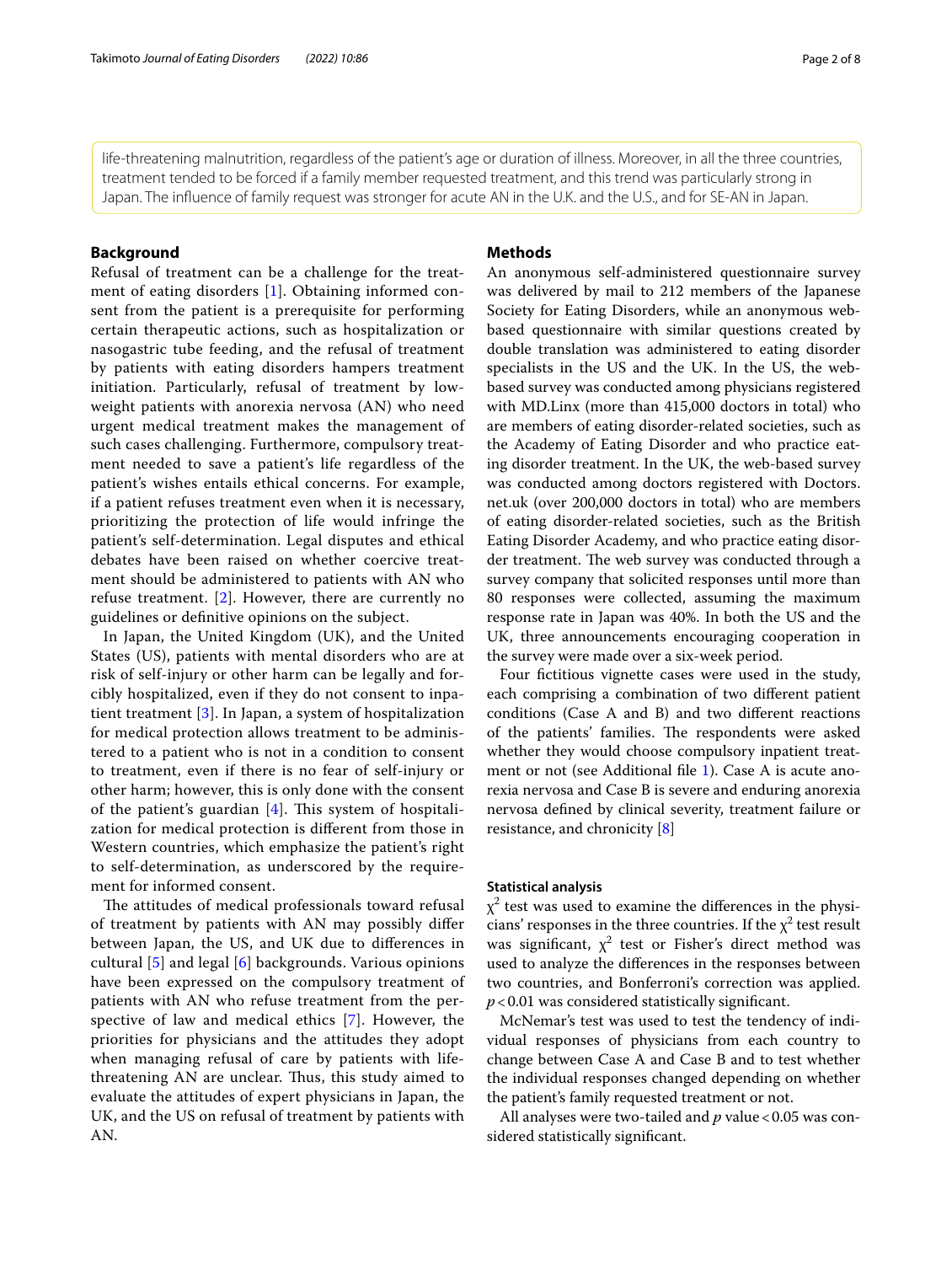life-threatening malnutrition, regardless of the patient's age or duration of illness. Moreover, in all the three countries, treatment tended to be forced if a family member requested treatment, and this trend was particularly strong in Japan. The influence of family request was stronger for acute AN in the U.K. and the U.S., and for SE-AN in Japan.

## Background

Refusal of treatment can be a challenge for the treatment of eating disorders [1]. Obtaining informed consent from the patient is a prerequisite for performing certain therapeutic actions, such as hospitalization or nasogastric tube feeding, and the refusal of treatment by patients with eating disorders hampers treatment initiation. Particularly, refusal of treatment by low-weight patients with anorexia nervosa (AN) who need urgent medical treatment makes the management of such cases challenging. Furthermore, compulsory treatment needed to save a patient's life regardless of the patient's wishes entails ethical concerns. For example, if a patient refuses treatment even when it is necessary, prioritizing the protection of life would infringe the patient's self-determination. Legal disputes and ethical debates have been raised on whether coercive treatment should be administered to patients with AN who refuse treatment. [2]. However, there are currently no guidelines or definitive opinions on the subject.

In Japan, the United Kingdom (UK), and the United States (US), patients with mental disorders who are at risk of self-injury or other harm can be legally and forcibly hospitalized, even if they do not consent to inpatient treatment [3]. In Japan, a system of hospitalization for medical protection allows treatment to be administered to a patient who is not in a condition to consent to treatment, even if there is no fear of self-injury or other harm; however, this is only done with the consent of the patient's guardian [4]. This system of hospitalization for medical protection is different from those in Western countries, which emphasize the patient's right to self-determination, as underscored by the requirement for informed consent.

The attitudes of medical professionals toward refusal of treatment by patients with AN may possibly differ between Japan, the US, and UK due to differences in cultural [5] and legal [6] backgrounds. Various opinions have been expressed on the compulsory treatment of patients with AN who refuse treatment from the perspective of law and medical ethics [7]. However, the priorities for physicians and the attitudes they adopt when managing refusal of care by patients with life-threatening AN are unclear. Thus, this study aimed to evaluate the attitudes of expert physicians in Japan, the UK, and the US on refusal of treatment by patients with AN.

## Methods

An anonymous self-administered questionnaire survey was delivered by mail to 212 members of the Japanese Society for Eating Disorders, while an anonymous web-based questionnaire with similar questions created by double translation was administered to eating disorder specialists in the US and the UK. In the US, the web-based survey was conducted among physicians registered with MD.Linx (more than 415,000 doctors in total) who are members of eating disorder-related societies, such as the Academy of Eating Disorder and who practice eating disorder treatment. In the UK, the web-based survey was conducted among doctors registered with Doctors.net.uk (over 200,000 doctors in total) who are members of eating disorder-related societies, such as the British Eating Disorder Academy, and who practice eating disorder treatment. The web survey was conducted through a survey company that solicited responses until more than 80 responses were collected, assuming the maximum response rate in Japan was 40%. In both the US and the UK, three announcements encouraging cooperation in the survey were made over a six-week period.

Four fictitious vignette cases were used in the study, each comprising a combination of two different patient conditions (Case A and B) and two different reactions of the patients' families. The respondents were asked whether they would choose compulsory inpatient treatment or not (see Additional file 1). Case A is acute anorexia nervosa and Case B is severe and enduring anorexia nervosa defined by clinical severity, treatment failure or resistance, and chronicity [8]

### Statistical analysis

$\chi^2$ test was used to examine the differences in the physicians' responses in the three countries. If the $\chi^2$ test result was significant, $\chi^2$ test or Fisher's direct method was used to analyze the differences in the responses between two countries, and Bonferroni's correction was applied. $p < 0.01$ was considered statistically significant.

McNemar's test was used to test the tendency of individual responses of physicians from each country to change between Case A and Case B and to test whether the individual responses changed depending on whether the patient's family requested treatment or not.

All analyses were two-tailed and $p$ value $< 0.05$ was considered statistically significant.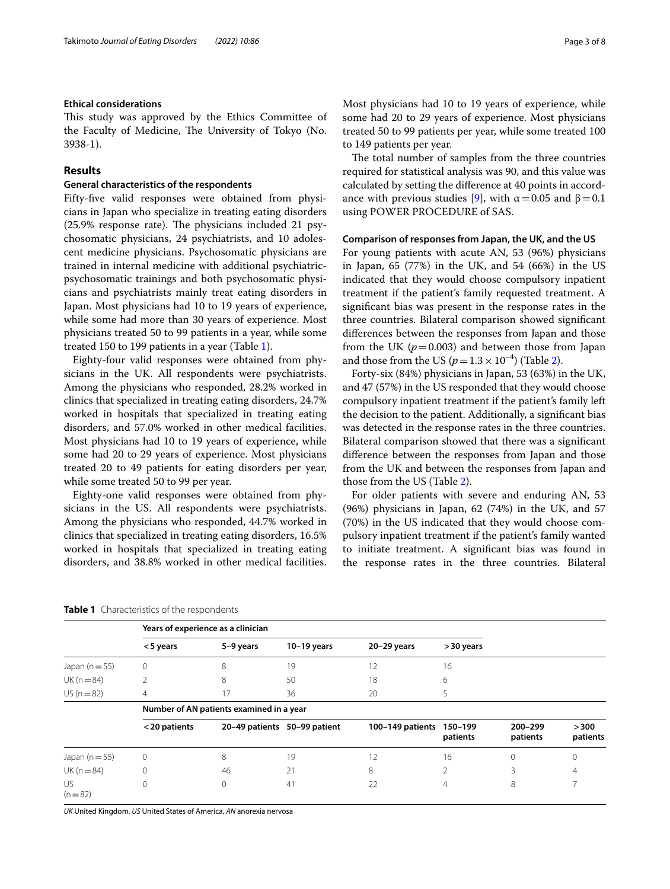### Ethical considerations

This study was approved by the Ethics Committee of the Faculty of Medicine, The University of Tokyo (No. 3938-1).

## Results

### General characteristics of the respondents

Fifty-five valid responses were obtained from physicians in Japan who specialize in treating eating disorders (25.9% response rate). The physicians included 21 psychosomatic physicians, 24 psychiatrists, and 10 adolescent medicine physicians. Psychosomatic physicians are trained in internal medicine with additional psychiatric-psychosomatic trainings and both psychosomatic physicians and psychiatrists mainly treat eating disorders in Japan. Most physicians had 10 to 19 years of experience, while some had more than 30 years of experience. Most physicians treated 50 to 99 patients in a year, while some treated 150 to 199 patients in a year (Table 1).

Eighty-four valid responses were obtained from physicians in the UK. All respondents were psychiatrists. Among the physicians who responded, 28.2% worked in clinics that specialized in treating eating disorders, 24.7% worked in hospitals that specialized in treating eating disorders, and 57.0% worked in other medical facilities. Most physicians had 10 to 19 years of experience, while some had 20 to 29 years of experience. Most physicians treated 20 to 49 patients for eating disorders per year, while some treated 50 to 99 per year.

Eighty-one valid responses were obtained from physicians in the US. All respondents were psychiatrists. Among the physicians who responded, 44.7% worked in clinics that specialized in treating eating disorders, 16.5% worked in hospitals that specialized in treating eating disorders, and 38.8% worked in other medical facilities. Most physicians had 10 to 19 years of experience, while some had 20 to 29 years of experience. Most physicians treated 50 to 99 patients per year, while some treated 100 to 149 patients per year.

The total number of samples from the three countries required for statistical analysis was 90, and this value was calculated by setting the difference at 40 points in accordance with previous studies [9], with $\alpha = 0.05$ and $\beta = 0.1$ using POWER PROCEDURE of SAS.

### Comparison of responses from Japan, the UK, and the US

For young patients with acute AN, 53 (96%) physicians in Japan, 65 (77%) in the UK, and 54 (66%) in the US indicated that they would choose compulsory inpatient treatment if the patient's family requested treatment. A significant bias was present in the response rates in the three countries. Bilateral comparison showed significant differences between the responses from Japan and those from the UK ($p = 0.003$) and between those from Japan and those from the US ($p = 1.3 \times 10^{-4}$) (Table 2).

Forty-six (84%) physicians in Japan, 53 (63%) in the UK, and 47 (57%) in the US responded that they would choose compulsory inpatient treatment if the patient's family left the decision to the patient. Additionally, a significant bias was detected in the response rates in the three countries. Bilateral comparison showed that there was a significant difference between the responses from Japan and those from the UK and between the responses from Japan and those from the US (Table 2).

For older patients with severe and enduring AN, 53 (96%) physicians in Japan, 62 (74%) in the UK, and 57 (70%) in the US indicated that they would choose compulsory inpatient treatment if the patient's family wanted to initiate treatment. A significant bias was found in the response rates in the three countries. Bilateral

**Table 1** Characteristics of the respondents

| | Years of experience as a clinician | | | | | | |
|---|---|---|---|---|---|---|---|
| | < 5 years | 5–9 years | 10–19 years | 20–29 years | > 30 years | | |
| Japan (n = 55) | 0 | 8 | 19 | 12 | 16 | | |
| UK (n = 84) | 2 | 8 | 50 | 18 | 6 | | |
| US (n = 82) | 4 | 17 | 36 | 20 | 5 | | |
| | **Number of AN patients examined in a year** | | | | | | |
| | < 20 patients | 20–49 patients | 50–99 patient | 100–149 patients | 150–199 patients | 200–299 patients | > 300 patients |
| Japan (n = 55) | 0 | 8 | 19 | 12 | 16 | 0 | 0 |
| UK (n = 84) | 0 | 46 | 21 | 8 | 2 | 3 | 4 |
| US (n = 82) | 0 | 0 | 41 | 22 | 4 | 8 | 7 |

*UK* United Kingdom, *US* United States of America, *AN* anorexia nervosa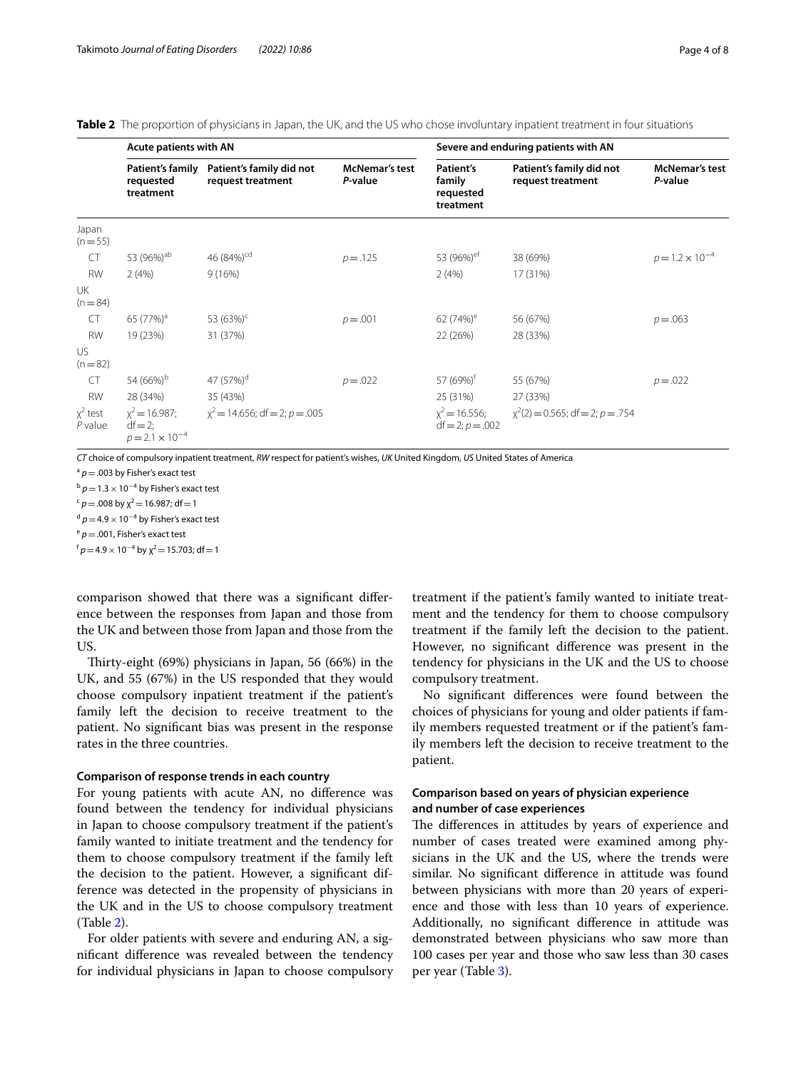**Table 2** The proportion of physicians in Japan, the UK, and the US who chose involuntary inpatient treatment in four situations

| | Acute patients with AN | | | Severe and enduring patients with AN | | |
|---|---|---|---|---|---|---|
| | Patient's family requested treatment | Patient's family did not request treatment | McNemar's test *P*-value | Patient's family requested treatment | Patient's family did not request treatment | McNemar's test *P*-value |
| Japan (n = 55) | | | | | | |
| CT | 53 (96%)[ab] | 46 (84%)[cd] | $p = .125$ | 53 (96%)[ef] | 38 (69%) | $p = 1.2 \times 10^{-4}$ |
| RW | 2 (4%) | 9 (16%) | | 2 (4%) | 17 (31%) | |
| UK (n = 84) | | | | | | |
| CT | 65 (77%)[a] | 53 (63%)[c] | $p = .001$ | 62 (74%)[e] | 56 (67%) | $p = .063$ |
| RW | 19 (23%) | 31 (37%) | | 22 (26%) | 28 (33%) | |
| US (n = 82) | | | | | | |
| CT | 54 (66%)[b] | 47 (57%)[d] | $p = .022$ | 57 (69%)[f] | 55 (67%) | $p = .022$ |
| RW | 28 (34%) | 35 (43%) | | 25 (31%) | 27 (33%) | |
| $\chi^2$ test *P* value | $\chi^2 = 16.987$; df = 2; $p = 2.1 \times 10^{-4}$ | $\chi^2 = 14.656$; df = 2; $p = .005$ | | $\chi^2 = 16.556$; df = 2; $p = .002$ | $\chi^2(2) = 0.565$; df = 2; $p = .754$ | |

*CT* choice of compulsory inpatient treatment, *RW* respect for patient's wishes, *UK* United Kingdom, *US* United States of America

[a] $p = .003$ by Fisher's exact test

[b] $p = 1.3 \times 10^{-4}$ by Fisher's exact test

[c] $p = .008$ by $\chi^2 = 16.987$; df = 1

[d] $p = 4.9 \times 10^{-4}$ by Fisher's exact test

[e] $p = .001$, Fisher's exact test

[f] $p = 4.9 \times 10^{-4}$ by $\chi^2 = 15.703$; df = 1

comparison showed that there was a significant difference between the responses from Japan and those from the UK and between those from Japan and those from the US.

Thirty-eight (69%) physicians in Japan, 56 (66%) in the UK, and 55 (67%) in the US responded that they would choose compulsory inpatient treatment if the patient's family left the decision to receive treatment to the patient. No significant bias was present in the response rates in the three countries.

### Comparison of response trends in each country

For young patients with acute AN, no difference was found between the tendency for individual physicians in Japan to choose compulsory treatment if the patient's family wanted to initiate treatment and the tendency for them to choose compulsory treatment if the family left the decision to the patient. However, a significant difference was detected in the propensity of physicians in the UK and in the US to choose compulsory treatment (Table 2).

For older patients with severe and enduring AN, a significant difference was revealed between the tendency for individual physicians in Japan to choose compulsory treatment if the patient's family wanted to initiate treatment and the tendency for them to choose compulsory treatment if the family left the decision to the patient. However, no significant difference was present in the tendency for physicians in the UK and the US to choose compulsory treatment.

No significant differences were found between the choices of physicians for young and older patients if family members requested treatment or if the patient's family members left the decision to receive treatment to the patient.

### Comparison based on years of physician experience and number of case experiences

The differences in attitudes by years of experience and number of cases treated were examined among physicians in the UK and the US, where the trends were similar. No significant difference in attitude was found between physicians with more than 20 years of experience and those with less than 10 years of experience. Additionally, no significant difference in attitude was demonstrated between physicians who saw more than 100 cases per year and those who saw less than 30 cases per year (Table 3).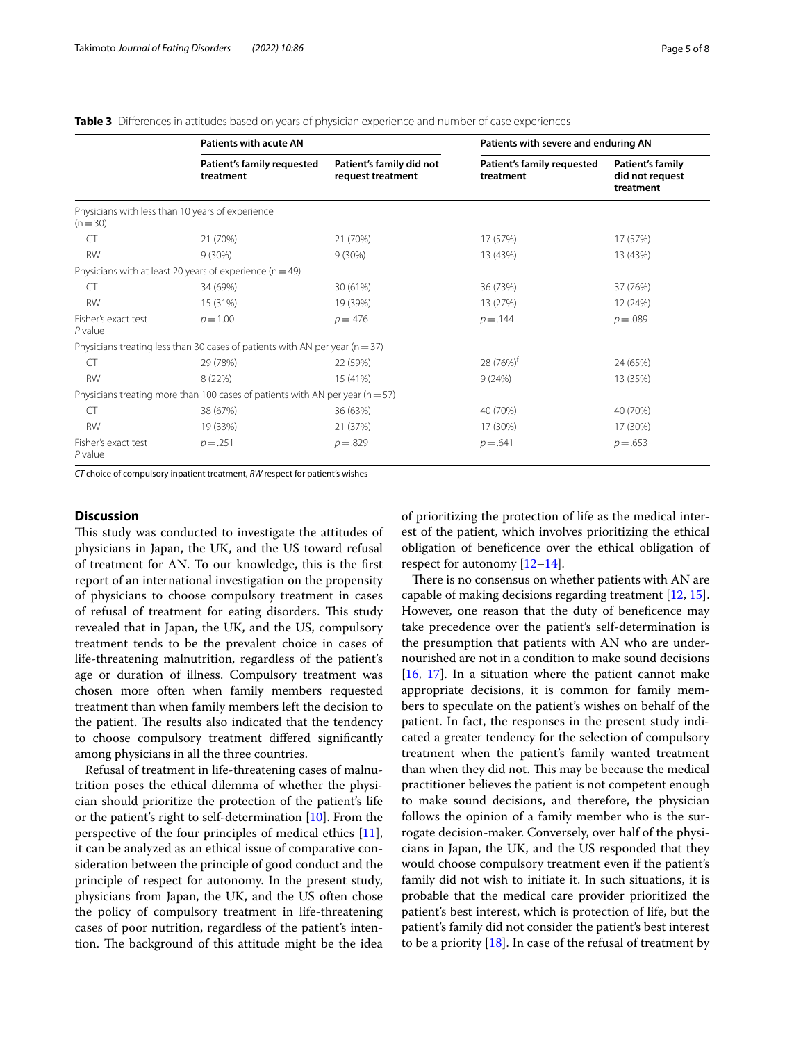**Table 3** Differences in attitudes based on years of physician experience and number of case experiences

| | Patients with acute AN | | Patients with severe and enduring AN | |
|---|---|---|---|---|
| | Patient's family requested treatment | Patient's family did not request treatment | Patient's family requested treatment | Patient's family did not request treatment |
| Physicians with less than 10 years of experience (n = 30) | | | | |
| CT | 21 (70%) | 21 (70%) | 17 (57%) | 17 (57%) |
| RW | 9 (30%) | 9 (30%) | 13 (43%) | 13 (43%) |
| Physicians with at least 20 years of experience (n = 49) | | | | |
| CT | 34 (69%) | 30 (61%) | 36 (73%) | 37 (76%) |
| RW | 15 (31%) | 19 (39%) | 13 (27%) | 12 (24%) |
| Fisher's exact test *P* value | $p = 1.00$ | $p = .476$ | $p = .144$ | $p = .089$ |
| Physicians treating less than 30 cases of patients with AN per year (n = 37) | | | | |
| CT | 29 (78%) | 22 (59%) | 28 (76%)[f] | 24 (65%) |
| RW | 8 (22%) | 15 (41%) | 9 (24%) | 13 (35%) |
| Physicians treating more than 100 cases of patients with AN per year (n = 57) | | | | |
| CT | 38 (67%) | 36 (63%) | 40 (70%) | 40 (70%) |
| RW | 19 (33%) | 21 (37%) | 17 (30%) | 17 (30%) |
| Fisher's exact test *P* value | $p = .251$ | $p = .829$ | $p = .641$ | $p = .653$ |

*CT* choice of compulsory inpatient treatment, *RW* respect for patient's wishes

## Discussion

This study was conducted to investigate the attitudes of physicians in Japan, the UK, and the US toward refusal of treatment for AN. To our knowledge, this is the first report of an international investigation on the propensity of physicians to choose compulsory treatment in cases of refusal of treatment for eating disorders. This study revealed that in Japan, the UK, and the US, compulsory treatment tends to be the prevalent choice in cases of life-threatening malnutrition, regardless of the patient's age or duration of illness. Compulsory treatment was chosen more often when family members requested treatment than when family members left the decision to the patient. The results also indicated that the tendency to choose compulsory treatment differed significantly among physicians in all the three countries.

Refusal of treatment in life-threatening cases of malnutrition poses the ethical dilemma of whether the physician should prioritize the protection of the patient's life or the patient's right to self-determination [10]. From the perspective of the four principles of medical ethics [11], it can be analyzed as an ethical issue of comparative consideration between the principle of good conduct and the principle of respect for autonomy. In the present study, physicians from Japan, the UK, and the US often chose the policy of compulsory treatment in life-threatening cases of poor nutrition, regardless of the patient's intention. The background of this attitude might be the idea of prioritizing the protection of life as the medical interest of the patient, which involves prioritizing the ethical obligation of beneficence over the ethical obligation of respect for autonomy [12–14].

There is no consensus on whether patients with AN are capable of making decisions regarding treatment [12, 15]. However, one reason that the duty of beneficence may take precedence over the patient's self-determination is the presumption that patients with AN who are undernourished are not in a condition to make sound decisions [16, 17]. In a situation where the patient cannot make appropriate decisions, it is common for family members to speculate on the patient's wishes on behalf of the patient. In fact, the responses in the present study indicated a greater tendency for the selection of compulsory treatment when the patient's family wanted treatment than when they did not. This may be because the medical practitioner believes the patient is not competent enough to make sound decisions, and therefore, the physician follows the opinion of a family member who is the surrogate decision-maker. Conversely, over half of the physicians in Japan, the UK, and the US responded that they would choose compulsory treatment even if the patient's family did not wish to initiate it. In such situations, it is probable that the medical care provider prioritized the patient's best interest, which is protection of life, but the patient's family did not consider the patient's best interest to be a priority [18]. In case of the refusal of treatment by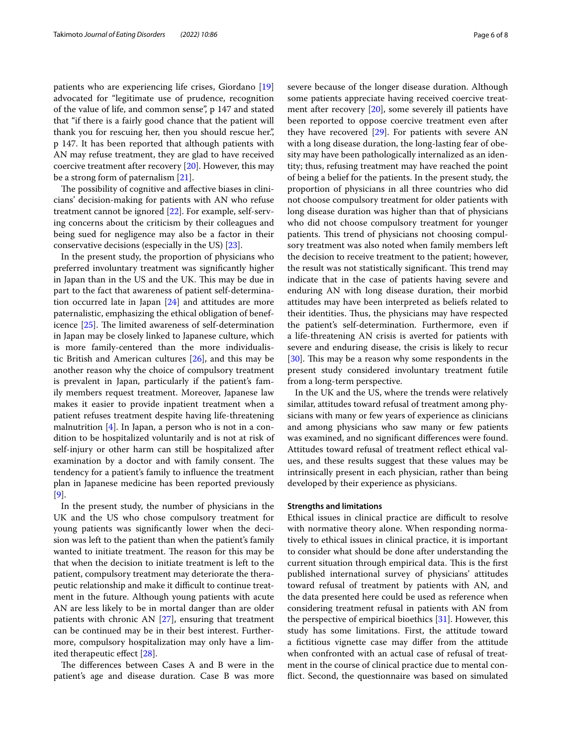patients who are experiencing life crises, Giordano [19] advocated for "legitimate use of prudence, recognition of the value of life, and common sense", p 147 and stated that "if there is a fairly good chance that the patient will thank you for rescuing her, then you should rescue her.", p 147. It has been reported that although patients with AN may refuse treatment, they are glad to have received coercive treatment after recovery [20]. However, this may be a strong form of paternalism [21].

The possibility of cognitive and affective biases in clinicians' decision-making for patients with AN who refuse treatment cannot be ignored [22]. For example, self-serving concerns about the criticism by their colleagues and being sued for negligence may also be a factor in their conservative decisions (especially in the US) [23].

In the present study, the proportion of physicians who preferred involuntary treatment was significantly higher in Japan than in the US and the UK. This may be due in part to the fact that awareness of patient self-determination occurred late in Japan [24] and attitudes are more paternalistic, emphasizing the ethical obligation of beneficence [25]. The limited awareness of self-determination in Japan may be closely linked to Japanese culture, which is more family-centered than the more individualistic British and American cultures [26], and this may be another reason why the choice of compulsory treatment is prevalent in Japan, particularly if the patient's family members request treatment. Moreover, Japanese law makes it easier to provide inpatient treatment when a patient refuses treatment despite having life-threatening malnutrition [4]. In Japan, a person who is not in a condition to be hospitalized voluntarily and is not at risk of self-injury or other harm can still be hospitalized after examination by a doctor and with family consent. The tendency for a patient's family to influence the treatment plan in Japanese medicine has been reported previously [9].

In the present study, the number of physicians in the UK and the US who chose compulsory treatment for young patients was significantly lower when the decision was left to the patient than when the patient's family wanted to initiate treatment. The reason for this may be that when the decision to initiate treatment is left to the patient, compulsory treatment may deteriorate the therapeutic relationship and make it difficult to continue treatment in the future. Although young patients with acute AN are less likely to be in mortal danger than are older patients with chronic AN [27], ensuring that treatment can be continued may be in their best interest. Furthermore, compulsory hospitalization may only have a limited therapeutic effect [28].

The differences between Cases A and B were in the patient's age and disease duration. Case B was more severe because of the longer disease duration. Although some patients appreciate having received coercive treatment after recovery [20], some severely ill patients have been reported to oppose coercive treatment even after they have recovered [29]. For patients with severe AN with a long disease duration, the long-lasting fear of obesity may have been pathologically internalized as an identity; thus, refusing treatment may have reached the point of being a belief for the patients. In the present study, the proportion of physicians in all three countries who did not choose compulsory treatment for older patients with long disease duration was higher than that of physicians who did not choose compulsory treatment for younger patients. This trend of physicians not choosing compulsory treatment was also noted when family members left the decision to receive treatment to the patient; however, the result was not statistically significant. This trend may indicate that in the case of patients having severe and enduring AN with long disease duration, their morbid attitudes may have been interpreted as beliefs related to their identities. Thus, the physicians may have respected the patient's self-determination. Furthermore, even if a life-threatening AN crisis is averted for patients with severe and enduring disease, the crisis is likely to recur [30]. This may be a reason why some respondents in the present study considered involuntary treatment futile from a long-term perspective.

In the UK and the US, where the trends were relatively similar, attitudes toward refusal of treatment among physicians with many or few years of experience as clinicians and among physicians who saw many or few patients was examined, and no significant differences were found. Attitudes toward refusal of treatment reflect ethical values, and these results suggest that these values may be intrinsically present in each physician, rather than being developed by their experience as physicians.

### Strengths and limitations

Ethical issues in clinical practice are difficult to resolve with normative theory alone. When responding normatively to ethical issues in clinical practice, it is important to consider what should be done after understanding the current situation through empirical data. This is the first published international survey of physicians' attitudes toward refusal of treatment by patients with AN, and the data presented here could be used as reference when considering treatment refusal in patients with AN from the perspective of empirical bioethics [31]. However, this study has some limitations. First, the attitude toward a fictitious vignette case may differ from the attitude when confronted with an actual case of refusal of treatment in the course of clinical practice due to mental conflict. Second, the questionnaire was based on simulated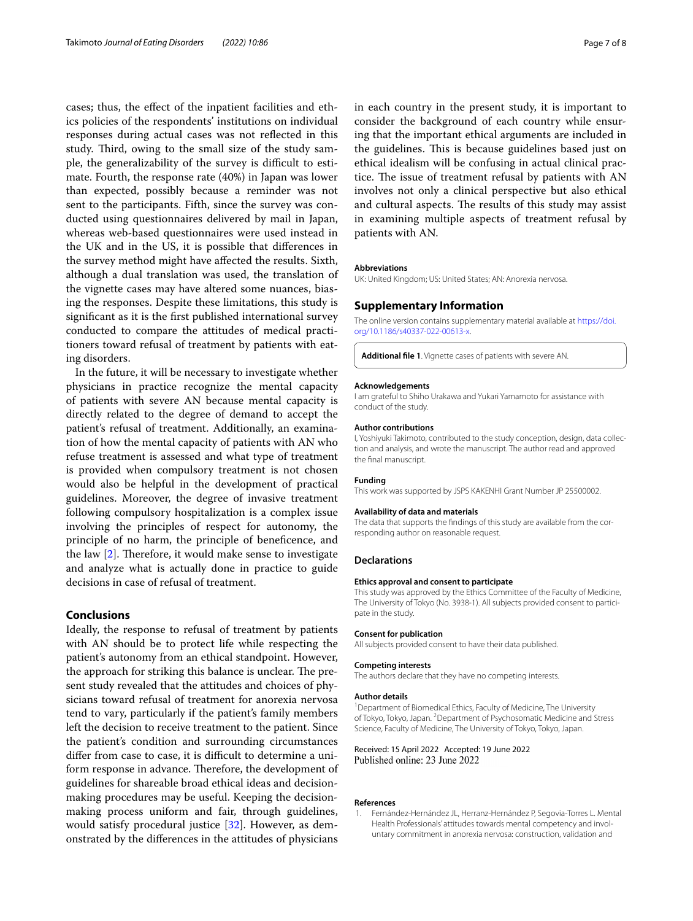cases; thus, the effect of the inpatient facilities and ethics policies of the respondents' institutions on individual responses during actual cases was not reflected in this study. Third, owing to the small size of the study sample, the generalizability of the survey is difficult to estimate. Fourth, the response rate (40%) in Japan was lower than expected, possibly because a reminder was not sent to the participants. Fifth, since the survey was conducted using questionnaires delivered by mail in Japan, whereas web-based questionnaires were used instead in the UK and in the US, it is possible that differences in the survey method might have affected the results. Sixth, although a dual translation was used, the translation of the vignette cases may have altered some nuances, biasing the responses. Despite these limitations, this study is significant as it is the first published international survey conducted to compare the attitudes of medical practitioners toward refusal of treatment by patients with eating disorders.

In the future, it will be necessary to investigate whether physicians in practice recognize the mental capacity of patients with severe AN because mental capacity is directly related to the degree of demand to accept the patient's refusal of treatment. Additionally, an examination of how the mental capacity of patients with AN who refuse treatment is assessed and what type of treatment is provided when compulsory treatment is not chosen would also be helpful in the development of practical guidelines. Moreover, the degree of invasive treatment following compulsory hospitalization is a complex issue involving the principles of respect for autonomy, the principle of no harm, the principle of beneficence, and the law [2]. Therefore, it would make sense to investigate and analyze what is actually done in practice to guide decisions in case of refusal of treatment.

## Conclusions

Ideally, the response to refusal of treatment by patients with AN should be to protect life while respecting the patient's autonomy from an ethical standpoint. However, the approach for striking this balance is unclear. The present study revealed that the attitudes and choices of physicians toward refusal of treatment for anorexia nervosa tend to vary, particularly if the patient's family members left the decision to receive treatment to the patient. Since the patient's condition and surrounding circumstances differ from case to case, it is difficult to determine a uniform response in advance. Therefore, the development of guidelines for shareable broad ethical ideas and decision-making procedures may be useful. Keeping the decision-making process uniform and fair, through guidelines, would satisfy procedural justice [32]. However, as demonstrated by the differences in the attitudes of physicians in each country in the present study, it is important to consider the background of each country while ensuring that the important ethical arguments are included in the guidelines. This is because guidelines based just on ethical idealism will be confusing in actual clinical practice. The issue of treatment refusal by patients with AN involves not only a clinical perspective but also ethical and cultural aspects. The results of this study may assist in examining multiple aspects of treatment refusal by patients with AN.

### Abbreviations

UK: United Kingdom; US: United States; AN: Anorexia nervosa.

## Supplementary Information

The online version contains supplementary material available at https://doi.org/10.1186/s40337-022-00613-x.

**Additional file 1**. Vignette cases of patients with severe AN.

### Acknowledgements

I am grateful to Shiho Urakawa and Yukari Yamamoto for assistance with conduct of the study.

### Author contributions

I, Yoshiyuki Takimoto, contributed to the study conception, design, data collection and analysis, and wrote the manuscript. The author read and approved the final manuscript.

### Funding

This work was supported by JSPS KAKENHI Grant Number JP 25500002.

### Availability of data and materials

The data that supports the findings of this study are available from the corresponding author on reasonable request.

## Declarations

### Ethics approval and consent to participate

This study was approved by the Ethics Committee of the Faculty of Medicine, The University of Tokyo (No. 3938-1). All subjects provided consent to participate in the study.

### Consent for publication

All subjects provided consent to have their data published.

### Competing interests

The authors declare that they have no competing interests.

### Author details

[1]Department of Biomedical Ethics, Faculty of Medicine, The University of Tokyo, Tokyo, Japan. [2]Department of Psychosomatic Medicine and Stress Science, Faculty of Medicine, The University of Tokyo, Tokyo, Japan.

Received: 15 April 2022 Accepted: 19 June 2022
Published online: 23 June 2022

### References

1. Fernández-Hernández JL, Herranz-Hernández P, Segovia-Torres L. Mental Health Professionals' attitudes towards mental competency and involuntary commitment in anorexia nervosa: construction, validation and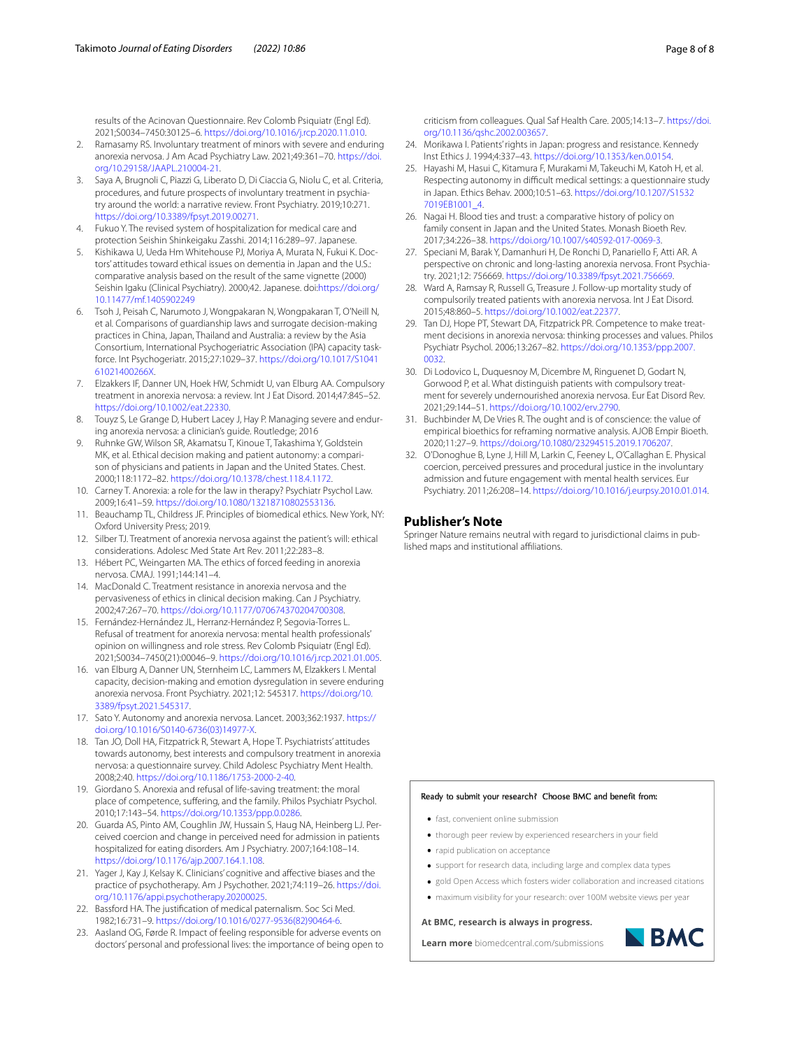results of the Acinovan Questionnaire. Rev Colomb Psiquiatr (Engl Ed). 2021;S0034–7450:30125–6. https://doi.org/10.1016/j.rcp.2020.11.010.

2. Ramasamy RS. Involuntary treatment of minors with severe and enduring anorexia nervosa. J Am Acad Psychiatry Law. 2021;49:361–70. https://doi.org/10.29158/JAAPL.210004-21.
3. Saya A, Brugnoli C, Piazzi G, Liberato D, Di Ciaccia G, Niolu C, et al. Criteria, procedures, and future prospects of involuntary treatment in psychiatry around the world: a narrative review. Front Psychiatry. 2019;10:271. https://doi.org/10.3389/fpsyt.2019.00271.
4. Fukuo Y. The revised system of hospitalization for medical care and protection Seishin Shinkeigaku Zasshi. 2014;116:289–97. Japanese.
5. Kishikawa U, Ueda Hm Whitehouse PJ, Moriya A, Murata N, Fukui K. Doctors' attitudes toward ethical issues on dementia in Japan and the U.S.: comparative analysis based on the result of the same vignette (2000) Seishin Igaku (Clinical Psychiatry). 2000;42. Japanese. doi:https://doi.org/10.11477/mf.1405902249
6. Tsoh J, Peisah C, Narumoto J, Wongpakaran N, Wongpakaran T, O'Neill N, et al. Comparisons of guardianship laws and surrogate decision-making practices in China, Japan, Thailand and Australia: a review by the Asia Consortium, International Psychogeriatric Association (IPA) capacity taskforce. Int Psychogeriatr. 2015;27:1029–37. https://doi.org/10.1017/S1041 61021400266X.
7. Elzakkers IF, Danner UN, Hoek HW, Schmidt U, van Elburg AA. Compulsory treatment in anorexia nervosa: a review. Int J Eat Disord. 2014;47:845–52. https://doi.org/10.1002/eat.22330.
8. Touyz S, Le Grange D, Hubert Lacey J, Hay P. Managing severe and enduring anorexia nervosa: a clinician's guide. Routledge; 2016
9. Ruhnke GW, Wilson SR, Akamatsu T, Kinoue T, Takashima Y, Goldstein MK, et al. Ethical decision making and patient autonomy: a comparison of physicians and patients in Japan and the United States. Chest. 2000;118:1172–82. https://doi.org/10.1378/chest.118.4.1172.
10. Carney T. Anorexia: a role for the law in therapy? Psychiatr Psychol Law. 2009;16:41–59. https://doi.org/10.1080/13218710802553136.
11. Beauchamp TL, Childress JF. Principles of biomedical ethics. New York, NY: Oxford University Press; 2019.
12. Silber TJ. Treatment of anorexia nervosa against the patient's will: ethical considerations. Adolesc Med State Art Rev. 2011;22:283–8.
13. Hébert PC, Weingarten MA. The ethics of forced feeding in anorexia nervosa. CMAJ. 1991;144:141–4.
14. MacDonald C. Treatment resistance in anorexia nervosa and the pervasiveness of ethics in clinical decision making. Can J Psychiatry. 2002;47:267–70. https://doi.org/10.1177/070674370204700308.
15. Fernández-Hernández JL, Herranz-Hernández P, Segovia-Torres L. Refusal of treatment for anorexia nervosa: mental health professionals' opinion on willingness and role stress. Rev Colomb Psiquiatr (Engl Ed). 2021;S0034–7450(21):00046–9. https://doi.org/10.1016/j.rcp.2021.01.005.
16. van Elburg A, Danner UN, Sternheim LC, Lammers M, Elzakkers I. Mental capacity, decision-making and emotion dysregulation in severe enduring anorexia nervosa. Front Psychiatry. 2021;12: 545317. https://doi.org/10.3389/fpsyt.2021.545317.
17. Sato Y. Autonomy and anorexia nervosa. Lancet. 2003;362:1937. https://doi.org/10.1016/S0140-6736(03)14977-X.
18. Tan JO, Doll HA, Fitzpatrick R, Stewart A, Hope T. Psychiatrists' attitudes towards autonomy, best interests and compulsory treatment in anorexia nervosa: a questionnaire survey. Child Adolesc Psychiatry Ment Health. 2008;2:40. https://doi.org/10.1186/1753-2000-2-40.
19. Giordano S. Anorexia and refusal of life-saving treatment: the moral place of competence, suffering, and the family. Philos Psychiatr Psychol. 2010;17:143–54. https://doi.org/10.1353/ppp.0.0286.
20. Guarda AS, Pinto AM, Coughlin JW, Hussain S, Haug NA, Heinberg LJ. Perceived coercion and change in perceived need for admission in patients hospitalized for eating disorders. Am J Psychiatry. 2007;164:108–14. https://doi.org/10.1176/ajp.2007.164.1.108.
21. Yager J, Kay J, Kelsay K. Clinicians' cognitive and affective biases and the practice of psychotherapy. Am J Psychother. 2021;74:119–26. https://doi.org/10.1176/appi.psychotherapy.20200025.
22. Bassford HA. The justification of medical paternalism. Soc Sci Med. 1982;16:731–9. https://doi.org/10.1016/0277-9536(82)90464-6.
23. Aasland OG, Førde R. Impact of feeling responsible for adverse events on doctors' personal and professional lives: the importance of being open to criticism from colleagues. Qual Saf Health Care. 2005;14:13–7. https://doi.org/10.1136/qshc.2002.003657.
24. Morikawa I. Patients' rights in Japan: progress and resistance. Kennedy Inst Ethics J. 1994;4:337–43. https://doi.org/10.1353/ken.0.0154.
25. Hayashi M, Hasui C, Kitamura F, Murakami M, Takeuchi M, Katoh H, et al. Respecting autonomy in difficult medical settings: a questionnaire study in Japan. Ethics Behav. 2000;10:51–63. https://doi.org/10.1207/S15327019EB1001_4.
26. Nagai H. Blood ties and trust: a comparative history of policy on family consent in Japan and the United States. Monash Bioeth Rev. 2017;34:226–38. https://doi.org/10.1007/s40592-017-0069-3.
27. Speciani M, Barak Y, Damanhuri H, De Ronchi D, Panariello F, Atti AR. A perspective on chronic and long-lasting anorexia nervosa. Front Psychiatry. 2021;12: 756669. https://doi.org/10.3389/fpsyt.2021.756669.
28. Ward A, Ramsay R, Russell G, Treasure J. Follow-up mortality study of compulsorily treated patients with anorexia nervosa. Int J Eat Disord. 2015;48:860–5. https://doi.org/10.1002/eat.22377.
29. Tan DJ, Hope PT, Stewart DA, Fitzpatrick PR. Competence to make treatment decisions in anorexia nervosa: thinking processes and values. Philos Psychiatr Psychol. 2006;13:267–82. https://doi.org/10.1353/ppp.2007.0032.
30. Di Lodovico L, Duquesnoy M, Dicembre M, Ringuenet D, Godart N, Gorwood P, et al. What distinguish patients with compulsory treatment for severely undernourished anorexia nervosa. Eur Eat Disord Rev. 2021;29:144–51. https://doi.org/10.1002/erv.2790.
31. Buchbinder M, De Vries R. The ought and is of conscience: the value of empirical bioethics for reframing normative analysis. AJOB Empir Bioeth. 2020;11:27–9. https://doi.org/10.1080/23294515.2019.1706207.
32. O'Donoghue B, Lyne J, Hill M, Larkin C, Feeney L, O'Callaghan E. Physical coercion, perceived pressures and procedural justice in the involuntary admission and future engagement with mental health services. Eur Psychiatry. 2011;26:208–14. https://doi.org/10.1016/j.eurpsy.2010.01.014.

## Publisher's Note

Springer Nature remains neutral with regard to jurisdictional claims in published maps and institutional affiliations.

Ready to submit your research? Choose BMC and benefit from:

- fast, convenient online submission
- thorough peer review by experienced researchers in your field
- rapid publication on acceptance
- support for research data, including large and complex data types
- gold Open Access which fosters wider collaboration and increased citations
- maximum visibility for your research: over 100M website views per year

**At BMC, research is always in progress.**

**Learn more** biomedcentral.com/submissions

BMC